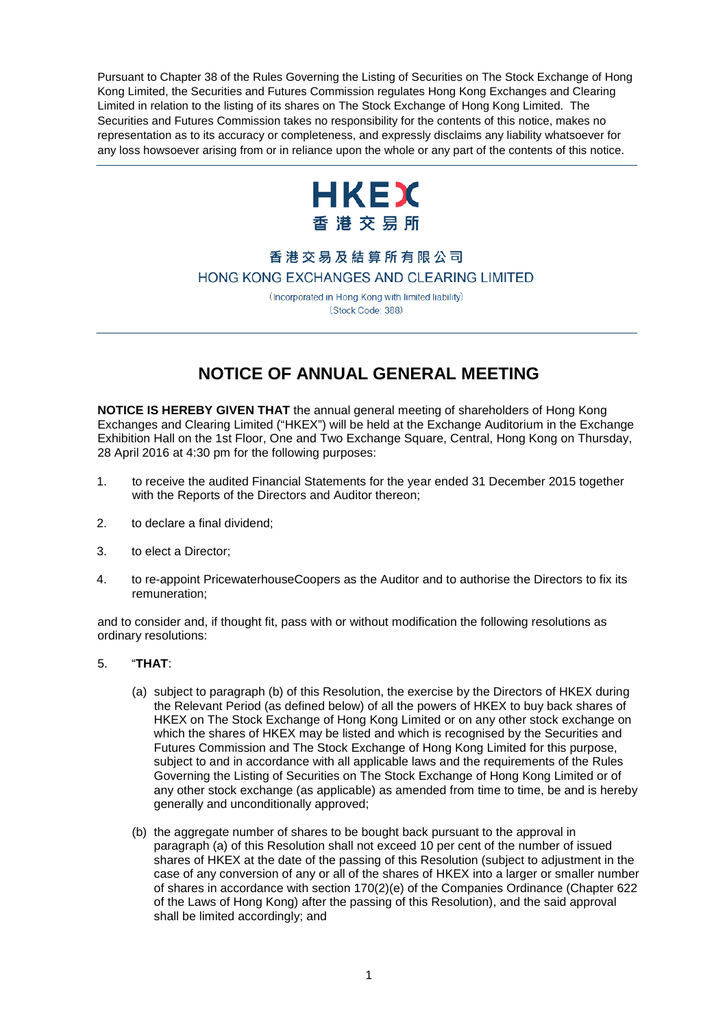Pursuant to Chapter 38 of the Rules Governing the Listing of Securities on The Stock Exchange of Hong Kong Limited, the Securities and Futures Commission regulates Hong Kong Exchanges and Clearing Limited in relation to the listing of its shares on The Stock Exchange of Hong Kong Limited. The Securities and Futures Commission takes no responsibility for the contents of this notice, makes no representation as to its accuracy or completeness, and expressly disclaims any liability whatsoever for any loss howsoever arising from or in reliance upon the whole or any part of the contents of this notice.

HKEX
香港交易所

香港交易及結算所有限公司
HONG KONG EXCHANGES AND CLEARING LIMITED
(Incorporated in Hong Kong with limited liability)
(Stock Code: 388)

# NOTICE OF ANNUAL GENERAL MEETING

**NOTICE IS HEREBY GIVEN THAT** the annual general meeting of shareholders of Hong Kong Exchanges and Clearing Limited ("HKEX") will be held at the Exchange Auditorium in the Exchange Exhibition Hall on the 1st Floor, One and Two Exchange Square, Central, Hong Kong on Thursday, 28 April 2016 at 4:30 pm for the following purposes:

1. to receive the audited Financial Statements for the year ended 31 December 2015 together with the Reports of the Directors and Auditor thereon;

2. to declare a final dividend;

3. to elect a Director;

4. to re-appoint PricewaterhouseCoopers as the Auditor and to authorise the Directors to fix its remuneration;

and to consider and, if thought fit, pass with or without modification the following resolutions as ordinary resolutions:

5. "**THAT**:

   (a) subject to paragraph (b) of this Resolution, the exercise by the Directors of HKEX during the Relevant Period (as defined below) of all the powers of HKEX to buy back shares of HKEX on The Stock Exchange of Hong Kong Limited or on any other stock exchange on which the shares of HKEX may be listed and which is recognised by the Securities and Futures Commission and The Stock Exchange of Hong Kong Limited for this purpose, subject to and in accordance with all applicable laws and the requirements of the Rules Governing the Listing of Securities on The Stock Exchange of Hong Kong Limited or of any other stock exchange (as applicable) as amended from time to time, be and is hereby generally and unconditionally approved;

   (b) the aggregate number of shares to be bought back pursuant to the approval in paragraph (a) of this Resolution shall not exceed 10 per cent of the number of issued shares of HKEX at the date of the passing of this Resolution (subject to adjustment in the case of any conversion of any or all of the shares of HKEX into a larger or smaller number of shares in accordance with section 170(2)(e) of the Companies Ordinance (Chapter 622 of the Laws of Hong Kong) after the passing of this Resolution), and the said approval shall be limited accordingly; and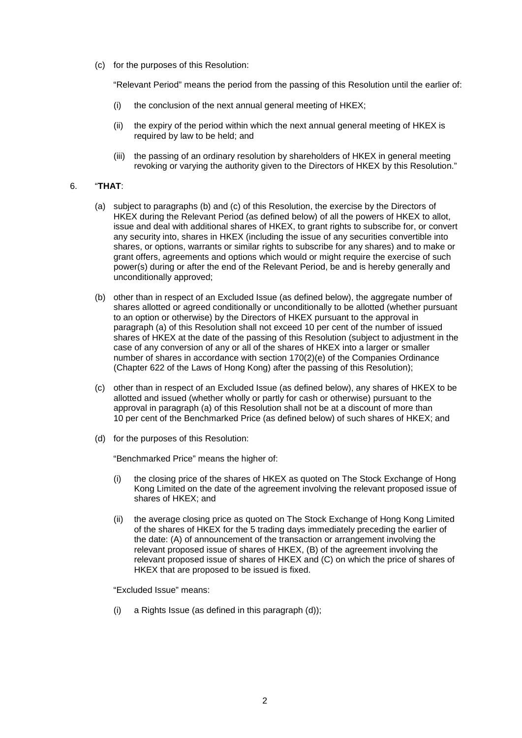(c) for the purposes of this Resolution:

"Relevant Period" means the period from the passing of this Resolution until the earlier of:

(i) the conclusion of the next annual general meeting of HKEX;

(ii) the expiry of the period within which the next annual general meeting of HKEX is required by law to be held; and

(iii) the passing of an ordinary resolution by shareholders of HKEX in general meeting revoking or varying the authority given to the Directors of HKEX by this Resolution."

6. "**THAT**:

(a) subject to paragraphs (b) and (c) of this Resolution, the exercise by the Directors of HKEX during the Relevant Period (as defined below) of all the powers of HKEX to allot, issue and deal with additional shares of HKEX, to grant rights to subscribe for, or convert any security into, shares in HKEX (including the issue of any securities convertible into shares, or options, warrants or similar rights to subscribe for any shares) and to make or grant offers, agreements and options which would or might require the exercise of such power(s) during or after the end of the Relevant Period, be and is hereby generally and unconditionally approved;

(b) other than in respect of an Excluded Issue (as defined below), the aggregate number of shares allotted or agreed conditionally or unconditionally to be allotted (whether pursuant to an option or otherwise) by the Directors of HKEX pursuant to the approval in paragraph (a) of this Resolution shall not exceed 10 per cent of the number of issued shares of HKEX at the date of the passing of this Resolution (subject to adjustment in the case of any conversion of any or all of the shares of HKEX into a larger or smaller number of shares in accordance with section 170(2)(e) of the Companies Ordinance (Chapter 622 of the Laws of Hong Kong) after the passing of this Resolution);

(c) other than in respect of an Excluded Issue (as defined below), any shares of HKEX to be allotted and issued (whether wholly or partly for cash or otherwise) pursuant to the approval in paragraph (a) of this Resolution shall not be at a discount of more than 10 per cent of the Benchmarked Price (as defined below) of such shares of HKEX; and

(d) for the purposes of this Resolution:

"Benchmarked Price" means the higher of:

(i) the closing price of the shares of HKEX as quoted on The Stock Exchange of Hong Kong Limited on the date of the agreement involving the relevant proposed issue of shares of HKEX; and

(ii) the average closing price as quoted on The Stock Exchange of Hong Kong Limited of the shares of HKEX for the 5 trading days immediately preceding the earlier of the date: (A) of announcement of the transaction or arrangement involving the relevant proposed issue of shares of HKEX, (B) of the agreement involving the relevant proposed issue of shares of HKEX and (C) on which the price of shares of HKEX that are proposed to be issued is fixed.

"Excluded Issue" means:

(i) a Rights Issue (as defined in this paragraph (d));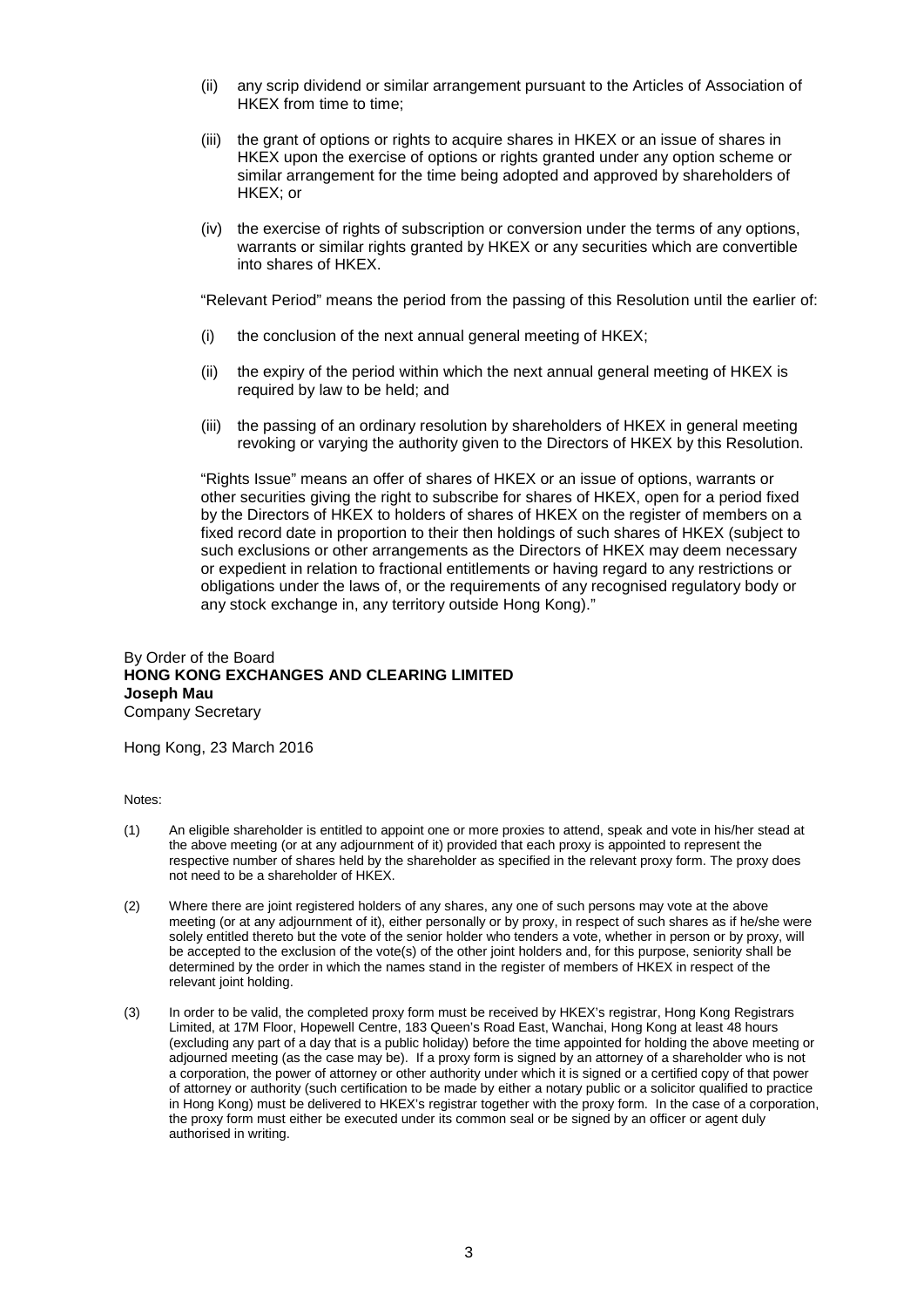(ii) any scrip dividend or similar arrangement pursuant to the Articles of Association of HKEX from time to time;

(iii) the grant of options or rights to acquire shares in HKEX or an issue of shares in HKEX upon the exercise of options or rights granted under any option scheme or similar arrangement for the time being adopted and approved by shareholders of HKEX; or

(iv) the exercise of rights of subscription or conversion under the terms of any options, warrants or similar rights granted by HKEX or any securities which are convertible into shares of HKEX.

"Relevant Period" means the period from the passing of this Resolution until the earlier of:

(i) the conclusion of the next annual general meeting of HKEX;

(ii) the expiry of the period within which the next annual general meeting of HKEX is required by law to be held; and

(iii) the passing of an ordinary resolution by shareholders of HKEX in general meeting revoking or varying the authority given to the Directors of HKEX by this Resolution.

"Rights Issue" means an offer of shares of HKEX or an issue of options, warrants or other securities giving the right to subscribe for shares of HKEX, open for a period fixed by the Directors of HKEX to holders of shares of HKEX on the register of members on a fixed record date in proportion to their then holdings of such shares of HKEX (subject to such exclusions or other arrangements as the Directors of HKEX may deem necessary or expedient in relation to fractional entitlements or having regard to any restrictions or obligations under the laws of, or the requirements of any recognised regulatory body or any stock exchange in, any territory outside Hong Kong)."

By Order of the Board
**HONG KONG EXCHANGES AND CLEARING LIMITED**
**Joseph Mau**
Company Secretary

Hong Kong, 23 March 2016

Notes:

(1) An eligible shareholder is entitled to appoint one or more proxies to attend, speak and vote in his/her stead at the above meeting (or at any adjournment of it) provided that each proxy is appointed to represent the respective number of shares held by the shareholder as specified in the relevant proxy form. The proxy does not need to be a shareholder of HKEX.

(2) Where there are joint registered holders of any shares, any one of such persons may vote at the above meeting (or at any adjournment of it), either personally or by proxy, in respect of such shares as if he/she were solely entitled thereto but the vote of the senior holder who tenders a vote, whether in person or by proxy, will be accepted to the exclusion of the vote(s) of the other joint holders and, for this purpose, seniority shall be determined by the order in which the names stand in the register of members of HKEX in respect of the relevant joint holding.

(3) In order to be valid, the completed proxy form must be received by HKEX's registrar, Hong Kong Registrars Limited, at 17M Floor, Hopewell Centre, 183 Queen's Road East, Wanchai, Hong Kong at least 48 hours (excluding any part of a day that is a public holiday) before the time appointed for holding the above meeting or adjourned meeting (as the case may be). If a proxy form is signed by an attorney of a shareholder who is not a corporation, the power of attorney or other authority under which it is signed or a certified copy of that power of attorney or authority (such certification to be made by either a notary public or a solicitor qualified to practice in Hong Kong) must be delivered to HKEX's registrar together with the proxy form. In the case of a corporation, the proxy form must either be executed under its common seal or be signed by an officer or agent duly authorised in writing.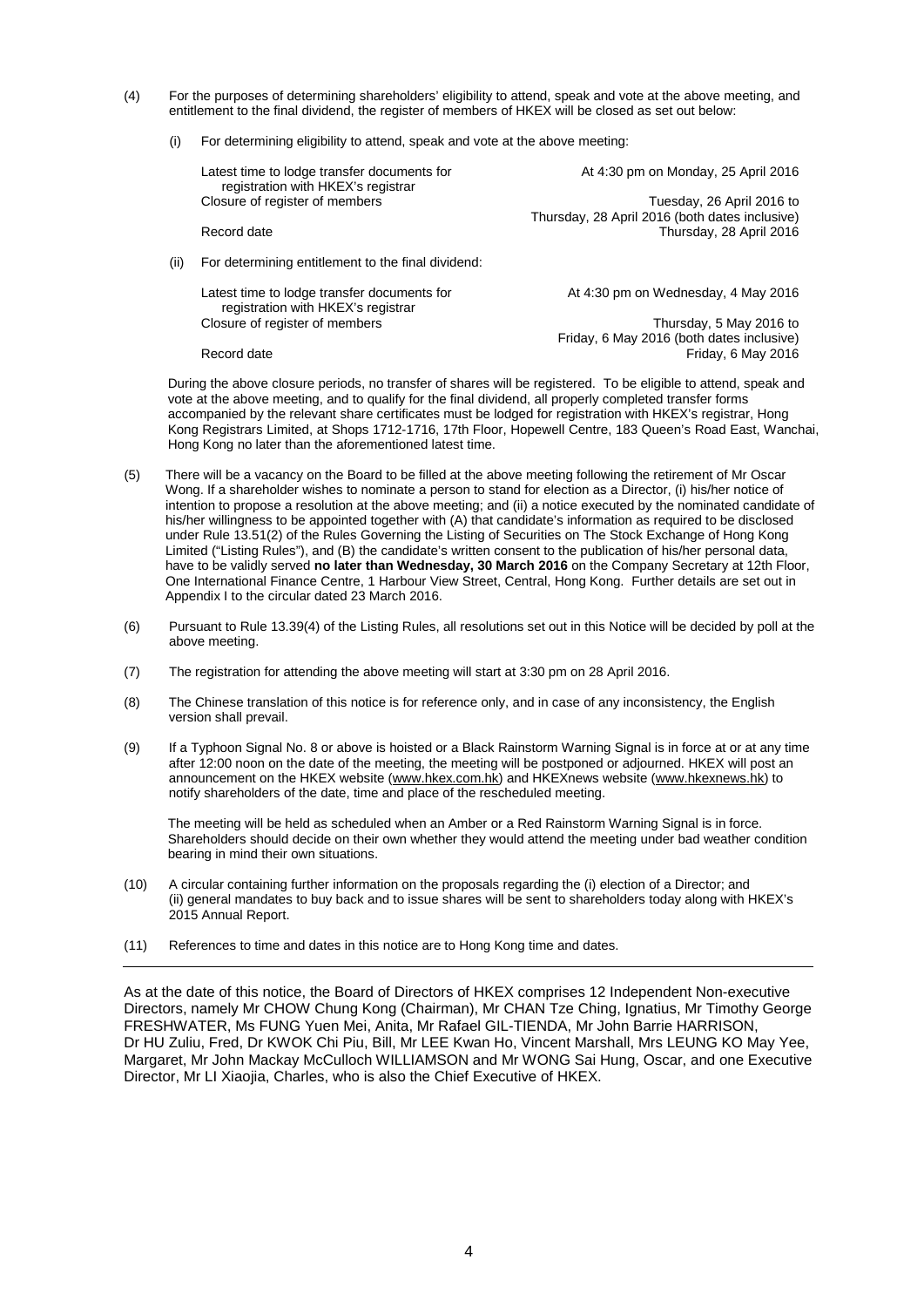(4) For the purposes of determining shareholders' eligibility to attend, speak and vote at the above meeting, and entitlement to the final dividend, the register of members of HKEX will be closed as set out below:

(i) For determining eligibility to attend, speak and vote at the above meeting:

| | |
|---|---|
| Latest time to lodge transfer documents for registration with HKEX's registrar | At 4:30 pm on Monday, 25 April 2016 |
| Closure of register of members | Tuesday, 26 April 2016 to Thursday, 28 April 2016 (both dates inclusive) |
| Record date | Thursday, 28 April 2016 |

(ii) For determining entitlement to the final dividend:

| | |
|---|---|
| Latest time to lodge transfer documents for registration with HKEX's registrar | At 4:30 pm on Wednesday, 4 May 2016 |
| Closure of register of members | Thursday, 5 May 2016 to Friday, 6 May 2016 (both dates inclusive) |
| Record date | Friday, 6 May 2016 |

During the above closure periods, no transfer of shares will be registered. To be eligible to attend, speak and vote at the above meeting, and to qualify for the final dividend, all properly completed transfer forms accompanied by the relevant share certificates must be lodged for registration with HKEX's registrar, Hong Kong Registrars Limited, at Shops 1712-1716, 17th Floor, Hopewell Centre, 183 Queen's Road East, Wanchai, Hong Kong no later than the aforementioned latest time.

(5) There will be a vacancy on the Board to be filled at the above meeting following the retirement of Mr Oscar Wong. If a shareholder wishes to nominate a person to stand for election as a Director, (i) his/her notice of intention to propose a resolution at the above meeting; and (ii) a notice executed by the nominated candidate of his/her willingness to be appointed together with (A) that candidate's information as required to be disclosed under Rule 13.51(2) of the Rules Governing the Listing of Securities on The Stock Exchange of Hong Kong Limited ("Listing Rules"), and (B) the candidate's written consent to the publication of his/her personal data, have to be validly served **no later than Wednesday, 30 March 2016** on the Company Secretary at 12th Floor, One International Finance Centre, 1 Harbour View Street, Central, Hong Kong. Further details are set out in Appendix I to the circular dated 23 March 2016.

(6) Pursuant to Rule 13.39(4) of the Listing Rules, all resolutions set out in this Notice will be decided by poll at the above meeting.

(7) The registration for attending the above meeting will start at 3:30 pm on 28 April 2016.

(8) The Chinese translation of this notice is for reference only, and in case of any inconsistency, the English version shall prevail.

(9) If a Typhoon Signal No. 8 or above is hoisted or a Black Rainstorm Warning Signal is in force at or at any time after 12:00 noon on the date of the meeting, the meeting will be postponed or adjourned. HKEX will post an announcement on the HKEX website (www.hkex.com.hk) and HKEXnews website (www.hkexnews.hk) to notify shareholders of the date, time and place of the rescheduled meeting.

The meeting will be held as scheduled when an Amber or a Red Rainstorm Warning Signal is in force. Shareholders should decide on their own whether they would attend the meeting under bad weather condition bearing in mind their own situations.

(10) A circular containing further information on the proposals regarding the (i) election of a Director; and (ii) general mandates to buy back and to issue shares will be sent to shareholders today along with HKEX's 2015 Annual Report.

(11) References to time and dates in this notice are to Hong Kong time and dates.

---

As at the date of this notice, the Board of Directors of HKEX comprises 12 Independent Non-executive Directors, namely Mr CHOW Chung Kong (Chairman), Mr CHAN Tze Ching, Ignatius, Mr Timothy George FRESHWATER, Ms FUNG Yuen Mei, Anita, Mr Rafael GIL-TIENDA, Mr John Barrie HARRISON, Dr HU Zuliu, Fred, Dr KWOK Chi Piu, Bill, Mr LEE Kwan Ho, Vincent Marshall, Mrs LEUNG KO May Yee, Margaret, Mr John Mackay McCulloch WILLIAMSON and Mr WONG Sai Hung, Oscar, and one Executive Director, Mr LI Xiaojia, Charles, who is also the Chief Executive of HKEX.